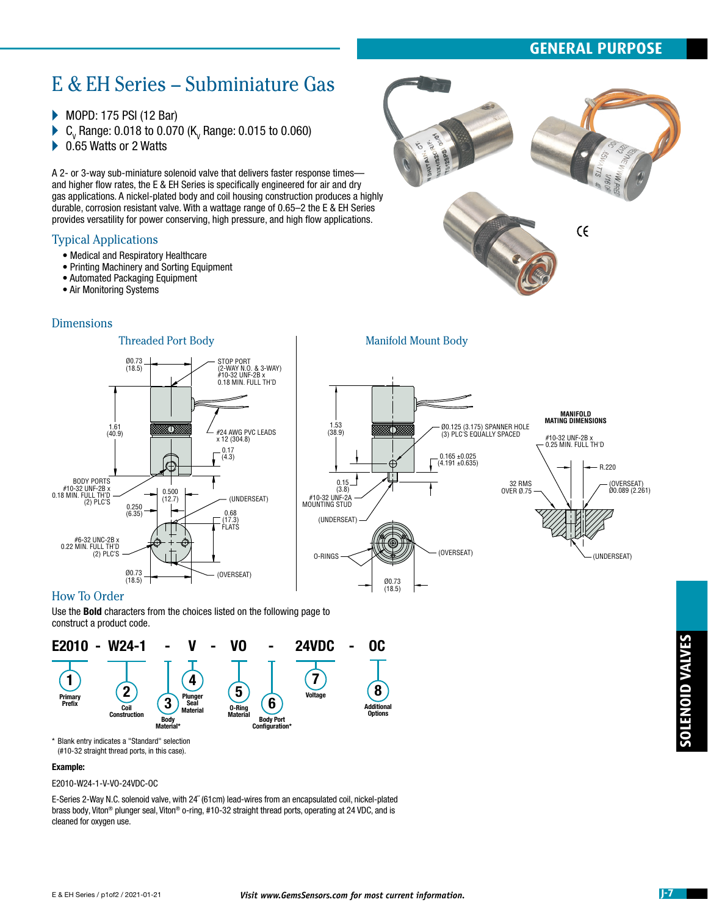GENERAL PURPOSE

# E & EH Series – Subminiature Gas

- MOPD: 175 PSI (12 Bar)
- $C_v$ Range: 0.018 to 0.070 ($K_v$ Range: 0.015 to 0.060)
- 0.65 Watts or 2 Watts

A 2- or 3-way sub-miniature solenoid valve that delivers faster response times—and higher flow rates, the E & EH Series is specifically engineered for air and dry gas applications. A nickel-plated body and coil housing construction produces a highly durable, corrosion resistant valve. With a wattage range of 0.65–2 the E & EH Series provides versatility for power conserving, high pressure, and high flow applications.

## Typical Applications

- Medical and Respiratory Healthcare
- Printing Machinery and Sorting Equipment
- Automated Packaging Equipment
- Air Monitoring Systems

## Dimensions

### Threaded Port Body

Ø0.73 (18.5)
STOP PORT (2-WAY N.O. & 3-WAY) #10-32 UNF-2B x 0.18 MIN. FULL TH'D
1.61 (40.9)
#24 AWG PVC LEADS x 12 (304.8)
0.17 (4.3)
BODY PORTS #10-32 UNF-2B x 0.18 MIN. FULL TH'D (2) PLC'S
0.500 (12.7)
0.250 (6.35)
(UNDERSEAT)
0.68 (17.3) FLATS
#6-32 UNC-2B x 0.22 MIN. FULL TH'D (2) PLC'S
Ø0.73 (18.5)
(OVERSEAT)

### Manifold Mount Body

1.53 (38.9)
Ø0.125 (3.175) SPANNER HOLE (3) PLC'S EQUALLY SPACED
0.165 ±0.025 (4.191 ±0.635)
0.15 (3.8)
#10-32 UNF-2A MOUNTING STUD
(UNDERSEAT)
O-RINGS
(OVERSEAT)
Ø0.73 (18.5)

MANIFOLD MATING DIMENSIONS
#10-32 UNF-2B x 0.25 MIN. FULL TH'D
R.220
32 RMS OVER Ø.75
(OVERSEAT) Ø0.089 (2.261)
(UNDERSEAT)

## How To Order

Use the **Bold** characters from the choices listed on the following page to construct a product code.

**E2010 - W24-1 - V - VO - 24VDC - OC**

1. Primary Prefix
2. Coil Construction
3. Body Material*
4. Plunger Seal Material
5. O-Ring Material
6. Body Port Configuration*
7. Voltage
8. Additional Options

* Blank entry indicates a "Standard" selection (#10-32 straight thread ports, in this case).

**Example:**

E2010-W24-1-V-VO-24VDC-OC

E-Series 2-Way N.C. solenoid valve, with 24˝ (61cm) lead-wires from an encapsulated coil, nickel-plated brass body, Viton® plunger seal, Viton® o-ring, #10-32 straight thread ports, operating at 24 VDC, and is cleaned for oxygen use.

SOLENOID VALVES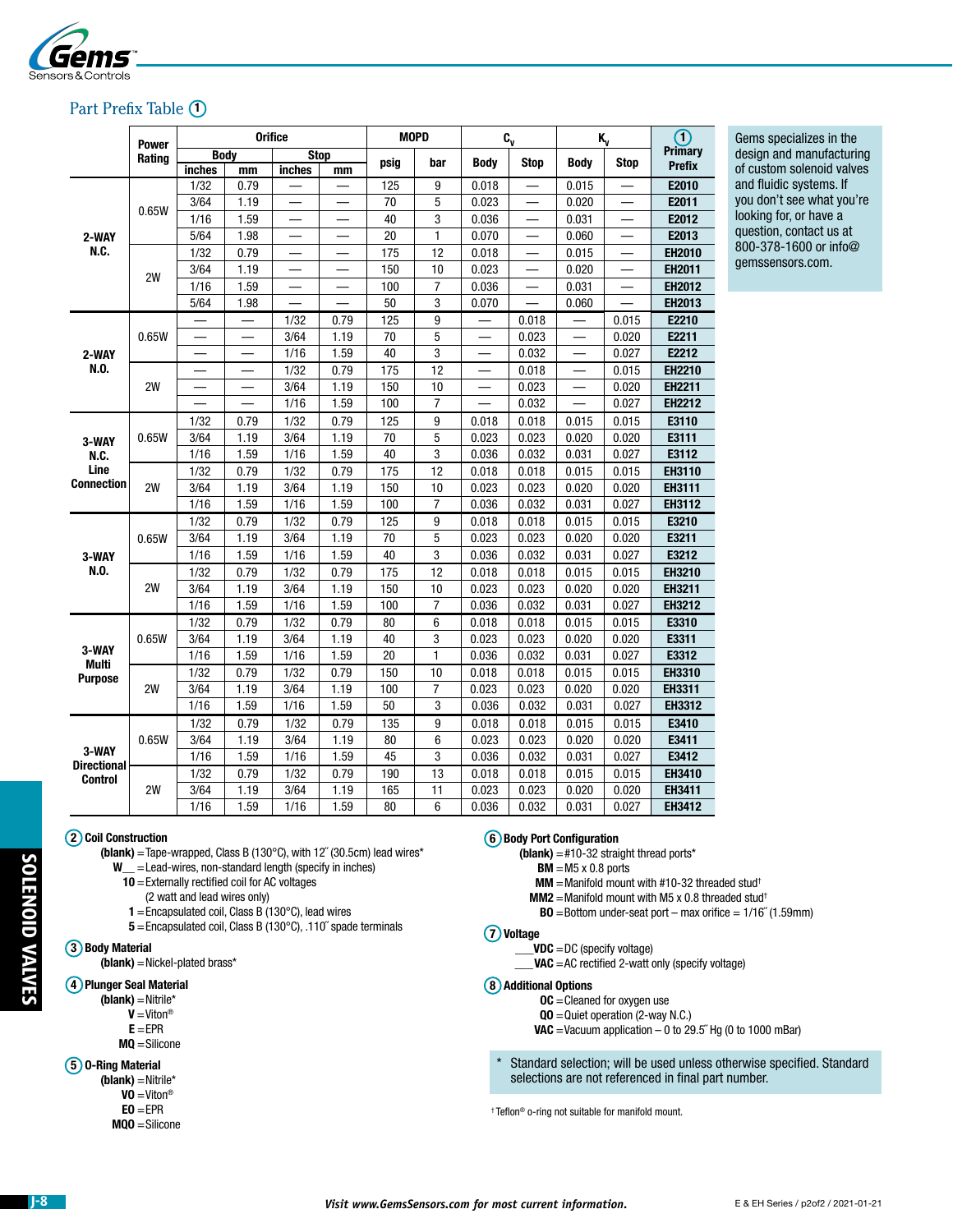## Part Prefix Table ①

| | Power Rating | Orifice | | | | MOPD | | $C_V$ | | $K_V$ | | ① Primary Prefix |
|---|---|---|---|---|---|---|---|---|---|---|---|---|
| | | Body | | Stop | | psig | bar | Body | Stop | Body | Stop | |
| | | inches | mm | inches | mm | | | | | | | |
| 2-WAY N.C. | 0.65W | 1/32 | 0.79 | — | — | 125 | 9 | 0.018 | — | 0.015 | — | **E2010** |
| | | 3/64 | 1.19 | — | — | 70 | 5 | 0.023 | — | 0.020 | — | **E2011** |
| | | 1/16 | 1.59 | — | — | 40 | 3 | 0.036 | — | 0.031 | — | **E2012** |
| | | 5/64 | 1.98 | — | — | 20 | 1 | 0.070 | — | 0.060 | — | **E2013** |
| | 2W | 1/32 | 0.79 | — | — | 175 | 12 | 0.018 | — | 0.015 | — | **EH2010** |
| | | 3/64 | 1.19 | — | — | 150 | 10 | 0.023 | — | 0.020 | — | **EH2011** |
| | | 1/16 | 1.59 | — | — | 100 | 7 | 0.036 | — | 0.031 | — | **EH2012** |
| | | 5/64 | 1.98 | — | — | 50 | 3 | 0.070 | — | 0.060 | — | **EH2013** |
| 2-WAY N.O. | 0.65W | — | — | 1/32 | 0.79 | 125 | 9 | — | 0.018 | — | 0.015 | **E2210** |
| | | — | — | 3/64 | 1.19 | 70 | 5 | — | 0.023 | — | 0.020 | **E2211** |
| | | — | — | 1/16 | 1.59 | 40 | 3 | — | 0.032 | — | 0.027 | **E2212** |
| | 2W | — | — | 1/32 | 0.79 | 175 | 12 | — | 0.018 | — | 0.015 | **EH2210** |
| | | — | — | 3/64 | 1.19 | 150 | 10 | — | 0.023 | — | 0.020 | **EH2211** |
| | | — | — | 1/16 | 1.59 | 100 | 7 | — | 0.032 | — | 0.027 | **EH2212** |
| 3-WAY N.C. Line Connection | 0.65W | 1/32 | 0.79 | 1/32 | 0.79 | 125 | 9 | 0.018 | 0.018 | 0.015 | 0.015 | **E3110** |
| | | 3/64 | 1.19 | 3/64 | 1.19 | 70 | 5 | 0.023 | 0.023 | 0.020 | 0.020 | **E3111** |
| | | 1/16 | 1.59 | 1/16 | 1.59 | 40 | 3 | 0.036 | 0.032 | 0.031 | 0.027 | **E3112** |
| | 2W | 1/32 | 0.79 | 1/32 | 0.79 | 175 | 12 | 0.018 | 0.018 | 0.015 | 0.015 | **EH3110** |
| | | 3/64 | 1.19 | 3/64 | 1.19 | 150 | 10 | 0.023 | 0.023 | 0.020 | 0.020 | **EH3111** |
| | | 1/16 | 1.59 | 1/16 | 1.59 | 100 | 7 | 0.036 | 0.032 | 0.031 | 0.027 | **EH3112** |
| 3-WAY N.O. | 0.65W | 1/32 | 0.79 | 1/32 | 0.79 | 125 | 9 | 0.018 | 0.018 | 0.015 | 0.015 | **E3210** |
| | | 3/64 | 1.19 | 3/64 | 1.19 | 70 | 5 | 0.023 | 0.023 | 0.020 | 0.020 | **E3211** |
| | | 1/16 | 1.59 | 1/16 | 1.59 | 40 | 3 | 0.036 | 0.032 | 0.031 | 0.027 | **E3212** |
| | 2W | 1/32 | 0.79 | 1/32 | 0.79 | 175 | 12 | 0.018 | 0.018 | 0.015 | 0.015 | **EH3210** |
| | | 3/64 | 1.19 | 3/64 | 1.19 | 150 | 10 | 0.023 | 0.023 | 0.020 | 0.020 | **EH3211** |
| | | 1/16 | 1.59 | 1/16 | 1.59 | 100 | 7 | 0.036 | 0.032 | 0.031 | 0.027 | **EH3212** |
| 3-WAY Multi Purpose | 0.65W | 1/32 | 0.79 | 1/32 | 0.79 | 80 | 6 | 0.018 | 0.018 | 0.015 | 0.015 | **E3310** |
| | | 3/64 | 1.19 | 3/64 | 1.19 | 40 | 3 | 0.023 | 0.023 | 0.020 | 0.020 | **E3311** |
| | | 1/16 | 1.59 | 1/16 | 1.59 | 20 | 1 | 0.036 | 0.032 | 0.031 | 0.027 | **E3312** |
| | 2W | 1/32 | 0.79 | 1/32 | 0.79 | 150 | 10 | 0.018 | 0.018 | 0.015 | 0.015 | **EH3310** |
| | | 3/64 | 1.19 | 3/64 | 1.19 | 100 | 7 | 0.023 | 0.023 | 0.020 | 0.020 | **EH3311** |
| | | 1/16 | 1.59 | 1/16 | 1.59 | 50 | 3 | 0.036 | 0.032 | 0.031 | 0.027 | **EH3312** |
| 3-WAY Directional Control | 0.65W | 1/32 | 0.79 | 1/32 | 0.79 | 135 | 9 | 0.018 | 0.018 | 0.015 | 0.015 | **E3410** |
| | | 3/64 | 1.19 | 3/64 | 1.19 | 80 | 6 | 0.023 | 0.023 | 0.020 | 0.020 | **E3411** |
| | | 1/16 | 1.59 | 1/16 | 1.59 | 45 | 3 | 0.036 | 0.032 | 0.031 | 0.027 | **E3412** |
| | 2W | 1/32 | 0.79 | 1/32 | 0.79 | 190 | 13 | 0.018 | 0.018 | 0.015 | 0.015 | **EH3410** |
| | | 3/64 | 1.19 | 3/64 | 1.19 | 165 | 11 | 0.023 | 0.023 | 0.020 | 0.020 | **EH3411** |
| | | 1/16 | 1.59 | 1/16 | 1.59 | 80 | 6 | 0.036 | 0.032 | 0.031 | 0.027 | **EH3412** |

Gems specializes in the design and manufacturing of custom solenoid valves and fluidic systems. If you don't see what you're looking for, or have a question, contact us at 800-378-1600 or info@gemssensors.com.

### ② Coil Construction

- **(blank)** = Tape-wrapped, Class B (130°C), with 12˝ (30.5cm) lead wires*
- **W__** = Lead-wires, non-standard length (specify in inches)
- **10** = Externally rectified coil for AC voltages (2 watt and lead wires only)
- **1** = Encapsulated coil, Class B (130°C), lead wires
- **5** = Encapsulated coil, Class B (130°C), .110˝ spade terminals

### ③ Body Material

- **(blank)** = Nickel-plated brass*

### ④ Plunger Seal Material

- **(blank)** = Nitrile*
- **V** = Viton®
- **E** = EPR
- **MQ** = Silicone

### ⑤ O-Ring Material

- **(blank)** = Nitrile*
- **VO** = Viton®
- **EO** = EPR
- **MQO** = Silicone

### ⑥ Body Port Configuration

- **(blank)** = #10-32 straight thread ports*
- **BM** = M5 x 0.8 ports
- **MM** = Manifold mount with #10-32 threaded stud†
- **MM2** = Manifold mount with M5 x 0.8 threaded stud†
- **BO** = Bottom under-seat port – max orifice = 1/16˝ (1.59mm)

### ⑦ Voltage

- **___VDC** = DC (specify voltage)
- **___VAC** = AC rectified 2-watt only (specify voltage)

### ⑧ Additional Options

- **OC** = Cleaned for oxygen use
- **QO** = Quiet operation (2-way N.C.)
- **VAC** = Vacuum application – 0 to 29.5˝ Hg (0 to 1000 mBar)

\* Standard selection; will be used unless otherwise specified. Standard selections are not referenced in final part number.

† Teflon® o-ring not suitable for manifold mount.

*Visit www.GemsSensors.com for most current information.*